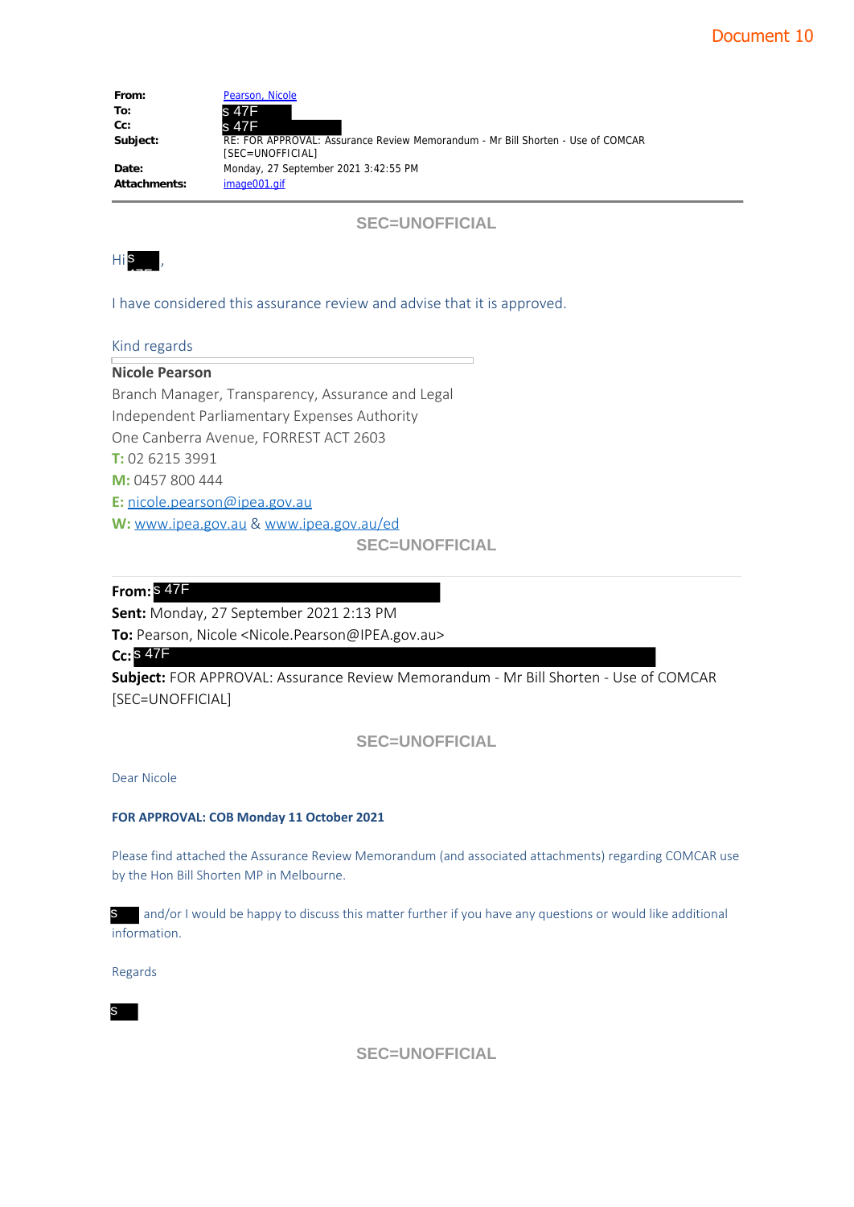Document 10

| | |
|---|---|
| **From:** | Pearson, Nicole |
| **To:** | s 47F |
| **Cc:** | s 47F |
| **Subject:** | RE: FOR APPROVAL: Assurance Review Memorandum - Mr Bill Shorten - Use of COMCAR [SEC=UNOFFICIAL] |
| **Date:** | Monday, 27 September 2021 3:42:55 PM |
| **Attachments:** | image001.gif |

SEC=UNOFFICIAL

Hi s ,

I have considered this assurance review and advise that it is approved.

Kind regards

**Nicole Pearson**
Branch Manager, Transparency, Assurance and Legal
Independent Parliamentary Expenses Authority
One Canberra Avenue, FORREST ACT 2603
**T:** 02 6215 3991
**M:** 0457 800 444
**E:** nicole.pearson@ipea.gov.au
**W:** www.ipea.gov.au & www.ipea.gov.au/ed

SEC=UNOFFICIAL

**From:** s 47F
**Sent:** Monday, 27 September 2021 2:13 PM
**To:** Pearson, Nicole <Nicole.Pearson@IPEA.gov.au>
**Cc:** s 47F
**Subject:** FOR APPROVAL: Assurance Review Memorandum - Mr Bill Shorten - Use of COMCAR [SEC=UNOFFICIAL]

SEC=UNOFFICIAL

Dear Nicole

**FOR APPROVAL: COB Monday 11 October 2021**

Please find attached the Assurance Review Memorandum (and associated attachments) regarding COMCAR use by the Hon Bill Shorten MP in Melbourne.

s and/or I would be happy to discuss this matter further if you have any questions or would like additional information.

Regards

s

SEC=UNOFFICIAL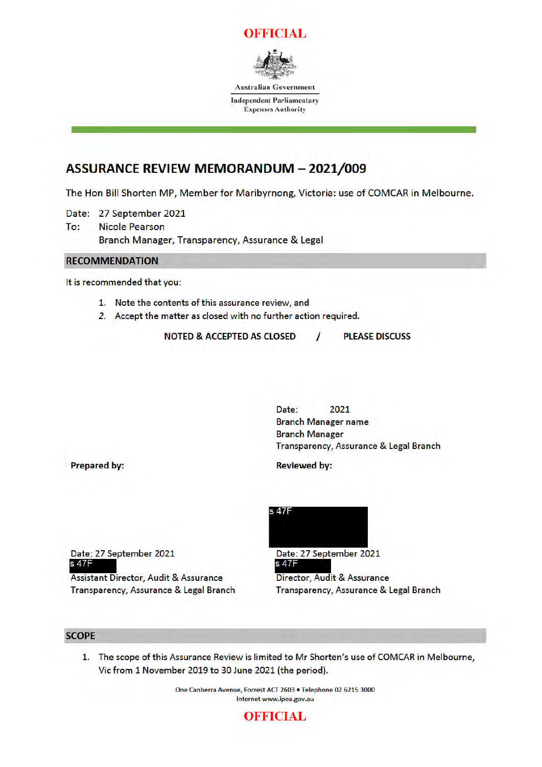**OFFICIAL**

Australian Government

Independent Parliamentary Expenses Authority

# ASSURANCE REVIEW MEMORANDUM – 2021/009

The Hon Bill Shorten MP, Member for Maribyrnong, Victoria: use of COMCAR in Melbourne.

Date: 27 September 2021

To: Nicole Pearson
Branch Manager, Transparency, Assurance & Legal

## RECOMMENDATION

It is recommended that you:

1. Note the contents of this assurance review, and
2. Accept the matter as closed with no further action required.

**NOTED & ACCEPTED AS CLOSED / PLEASE DISCUSS**

Date: 2021
Branch Manager name
Branch Manager
Transparency, Assurance & Legal Branch

**Prepared by:**

Date: 27 September 2021
s 47F
Assistant Director, Audit & Assurance
Transparency, Assurance & Legal Branch

**Reviewed by:**

s 47F

Date: 27 September 2021
s 47F
Director, Audit & Assurance
Transparency, Assurance & Legal Branch

## SCOPE

1. The scope of this Assurance Review is limited to Mr Shorten's use of COMCAR in Melbourne, Vic from 1 November 2019 to 30 June 2021 (the period).

One Canberra Avenue, Forrest ACT 2603 • Telephone 02 6215 3000
Internet www.ipea.gov.au

**OFFICIAL**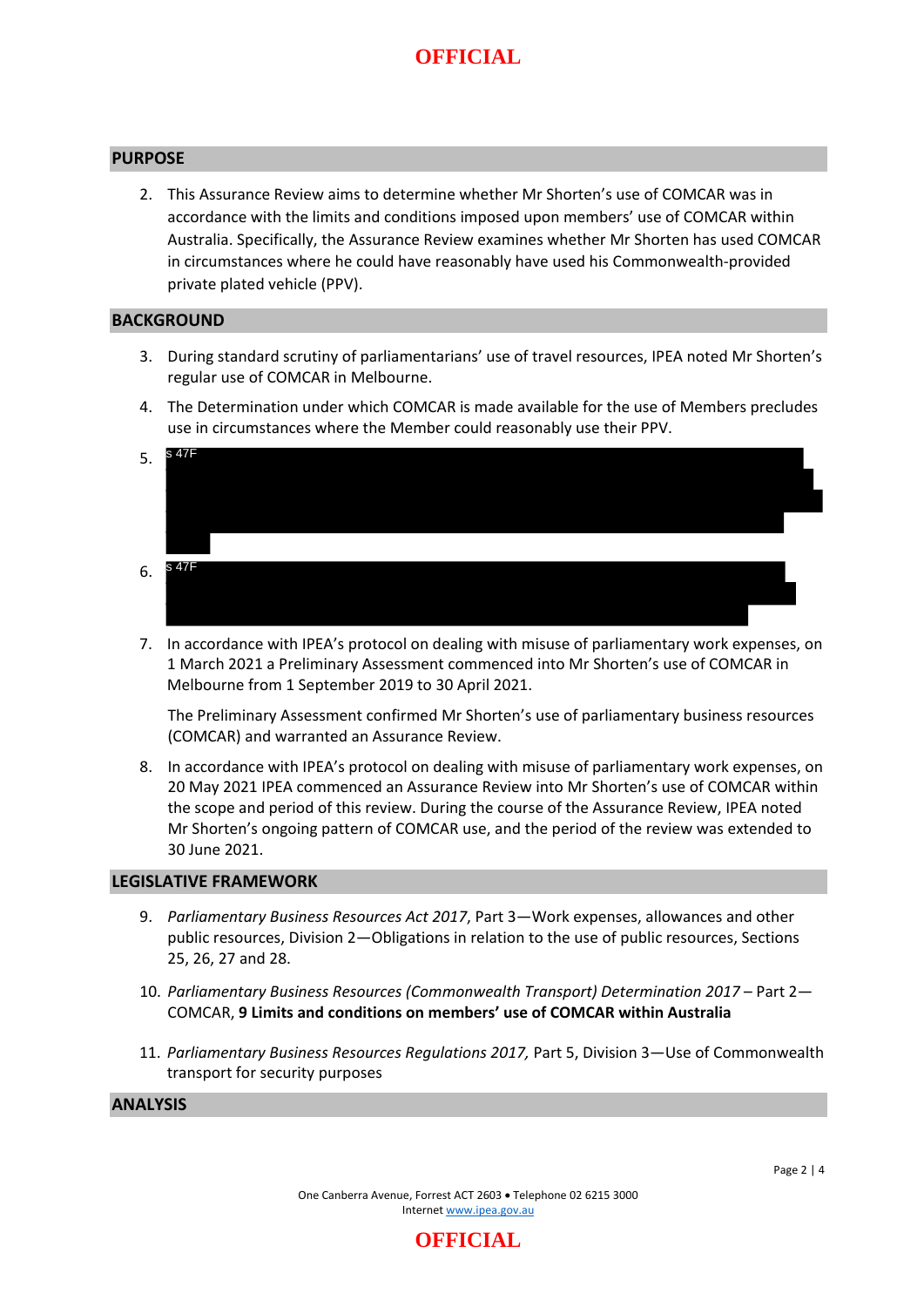## PURPOSE

2. This Assurance Review aims to determine whether Mr Shorten's use of COMCAR was in accordance with the limits and conditions imposed upon members' use of COMCAR within Australia. Specifically, the Assurance Review examines whether Mr Shorten has used COMCAR in circumstances where he could have reasonably have used his Commonwealth-provided private plated vehicle (PPV).

## BACKGROUND

3. During standard scrutiny of parliamentarians' use of travel resources, IPEA noted Mr Shorten's regular use of COMCAR in Melbourne.
4. The Determination under which COMCAR is made available for the use of Members precludes use in circumstances where the Member could reasonably use their PPV.
5. s 47F
6. s 47F
7. In accordance with IPEA's protocol on dealing with misuse of parliamentary work expenses, on 1 March 2021 a Preliminary Assessment commenced into Mr Shorten's use of COMCAR in Melbourne from 1 September 2019 to 30 April 2021.

   The Preliminary Assessment confirmed Mr Shorten's use of parliamentary business resources (COMCAR) and warranted an Assurance Review.

8. In accordance with IPEA's protocol on dealing with misuse of parliamentary work expenses, on 20 May 2021 IPEA commenced an Assurance Review into Mr Shorten's use of COMCAR within the scope and period of this review. During the course of the Assurance Review, IPEA noted Mr Shorten's ongoing pattern of COMCAR use, and the period of the review was extended to 30 June 2021.

## LEGISLATIVE FRAMEWORK

9. *Parliamentary Business Resources Act 2017*, Part 3—Work expenses, allowances and other public resources, Division 2—Obligations in relation to the use of public resources, Sections 25, 26, 27 and 28.
10. *Parliamentary Business Resources (Commonwealth Transport) Determination 2017* – Part 2—COMCAR, **9 Limits and conditions on members' use of COMCAR within Australia**
11. *Parliamentary Business Resources Regulations 2017,* Part 5, Division 3—Use of Commonwealth transport for security purposes

## ANALYSIS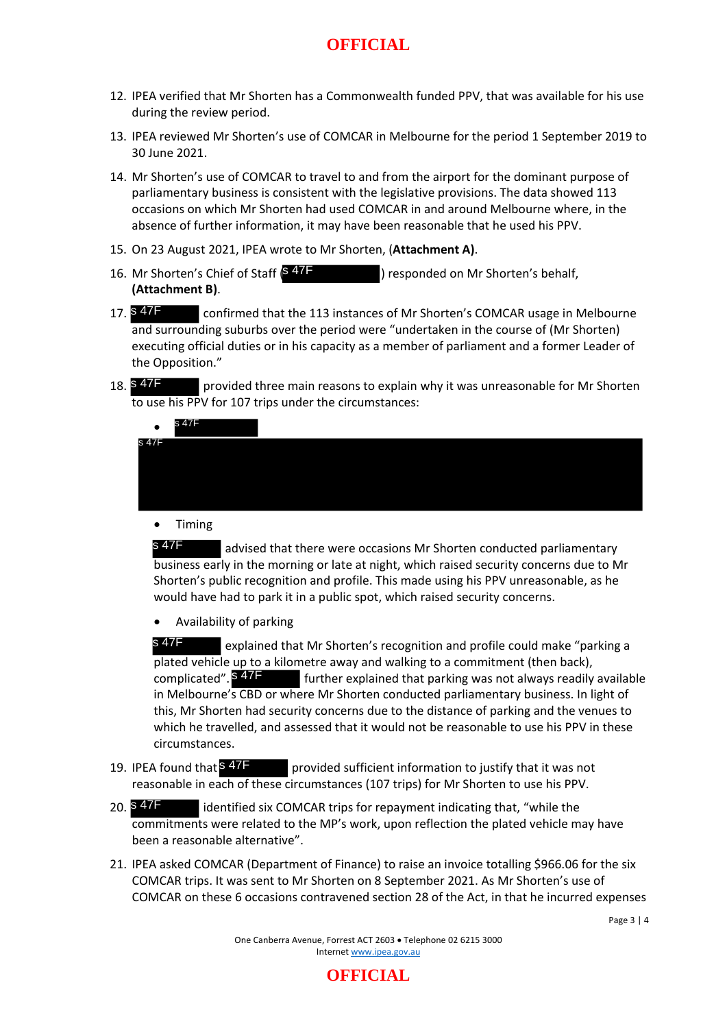12. IPEA verified that Mr Shorten has a Commonwealth funded PPV, that was available for his use during the review period.

13. IPEA reviewed Mr Shorten's use of COMCAR in Melbourne for the period 1 September 2019 to 30 June 2021.

14. Mr Shorten's use of COMCAR to travel to and from the airport for the dominant purpose of parliamentary business is consistent with the legislative provisions. The data showed 113 occasions on which Mr Shorten had used COMCAR in and around Melbourne where, in the absence of further information, it may have been reasonable that he used his PPV.

15. On 23 August 2021, IPEA wrote to Mr Shorten, (**Attachment A)**.

16. Mr Shorten's Chief of Staff (s 47F) responded on Mr Shorten's behalf, **(Attachment B)**.

17. s 47F confirmed that the 113 instances of Mr Shorten's COMCAR usage in Melbourne and surrounding suburbs over the period were "undertaken in the course of (Mr Shorten) executing official duties or in his capacity as a member of parliament and a former Leader of the Opposition."

18. s 47F provided three main reasons to explain why it was unreasonable for Mr Shorten to use his PPV for 107 trips under the circumstances:

    - s 47F

    s 47F

    - Timing

    s 47F advised that there were occasions Mr Shorten conducted parliamentary business early in the morning or late at night, which raised security concerns due to Mr Shorten's public recognition and profile. This made using his PPV unreasonable, as he would have had to park it in a public spot, which raised security concerns.

    - Availability of parking

    s 47F explained that Mr Shorten's recognition and profile could make "parking a plated vehicle up to a kilometre away and walking to a commitment (then back), complicated". s 47F further explained that parking was not always readily available in Melbourne's CBD or where Mr Shorten conducted parliamentary business. In light of this, Mr Shorten had security concerns due to the distance of parking and the venues to which he travelled, and assessed that it would not be reasonable to use his PPV in these circumstances.

19. IPEA found that s 47F provided sufficient information to justify that it was not reasonable in each of these circumstances (107 trips) for Mr Shorten to use his PPV.

20. s 47F identified six COMCAR trips for repayment indicating that, "while the commitments were related to the MP's work, upon reflection the plated vehicle may have been a reasonable alternative".

21. IPEA asked COMCAR (Department of Finance) to raise an invoice totalling $966.06 for the six COMCAR trips. It was sent to Mr Shorten on 8 September 2021. As Mr Shorten's use of COMCAR on these 6 occasions contravened section 28 of the Act, in that he incurred expenses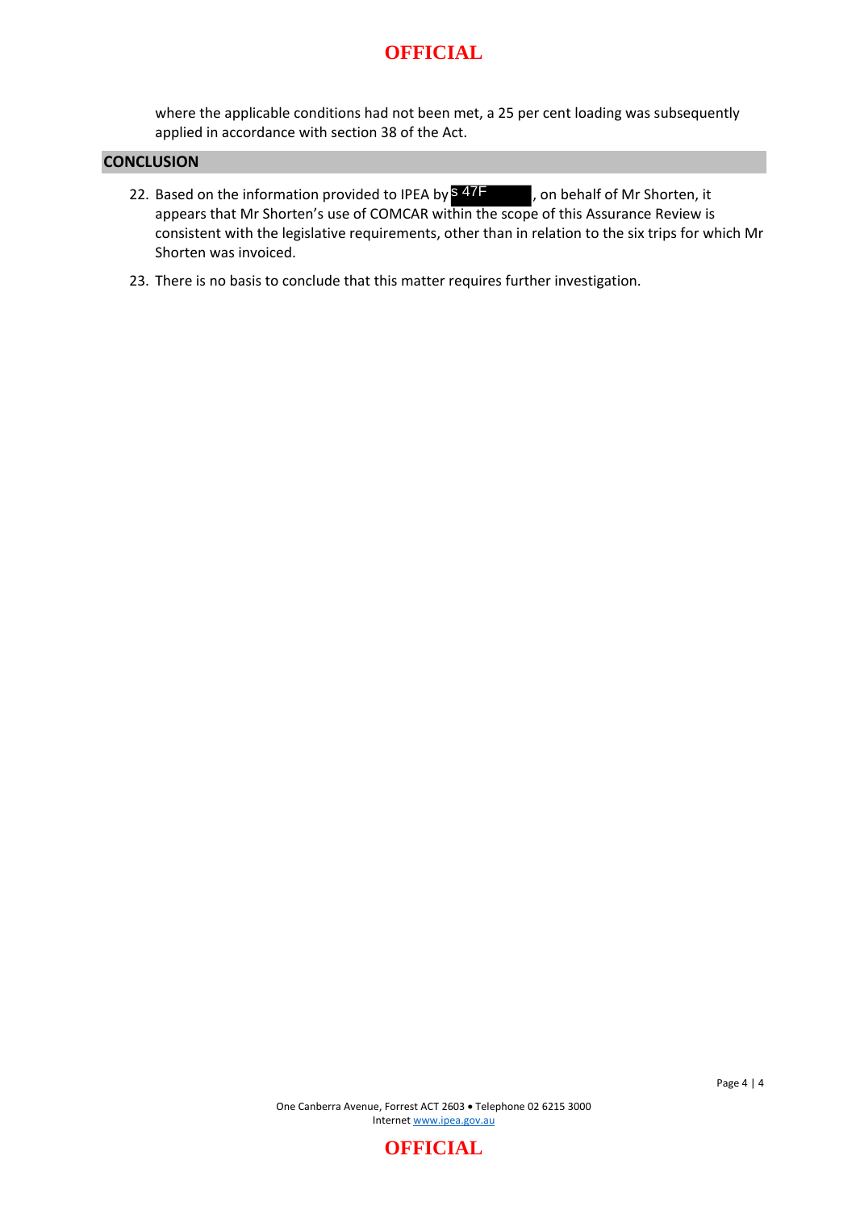where the applicable conditions had not been met, a 25 per cent loading was subsequently applied in accordance with section 38 of the Act.

## CONCLUSION

22. Based on the information provided to IPEA by s 47F, on behalf of Mr Shorten, it appears that Mr Shorten's use of COMCAR within the scope of this Assurance Review is consistent with the legislative requirements, other than in relation to the six trips for which Mr Shorten was invoiced.

23. There is no basis to conclude that this matter requires further investigation.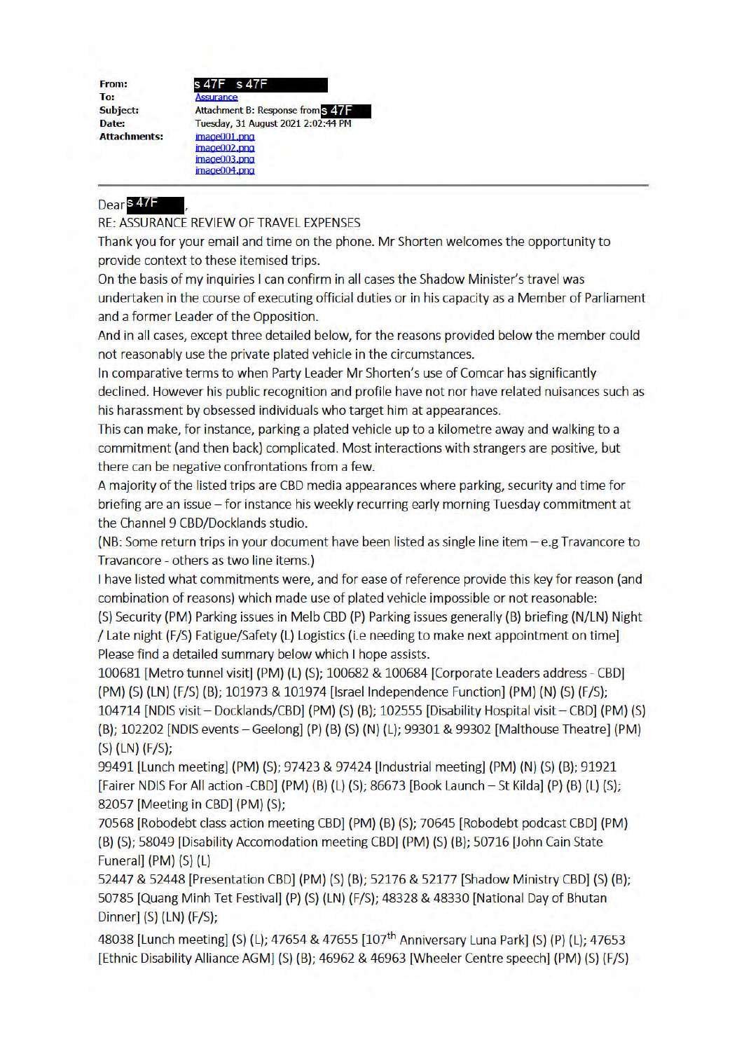| | |
|---|---|
| **From:** | s 47F s 47F |
| **To:** | Assurance |
| **Subject:** | Attachment B: Response from s 47F |
| **Date:** | Tuesday, 31 August 2021 2:02:44 PM |
| **Attachments:** | image001.png<br>image002.png<br>image003.png<br>image004.png |

---

Dear s 47F,

RE: ASSURANCE REVIEW OF TRAVEL EXPENSES

Thank you for your email and time on the phone. Mr Shorten welcomes the opportunity to provide context to these itemised trips.

On the basis of my inquiries I can confirm in all cases the Shadow Minister's travel was undertaken in the course of executing official duties or in his capacity as a Member of Parliament and a former Leader of the Opposition.

And in all cases, except three detailed below, for the reasons provided below the member could not reasonably use the private plated vehicle in the circumstances.

In comparative terms to when Party Leader Mr Shorten's use of Comcar has significantly declined. However his public recognition and profile have not nor have related nuisances such as his harassment by obsessed individuals who target him at appearances.

This can make, for instance, parking a plated vehicle up to a kilometre away and walking to a commitment (and then back) complicated. Most interactions with strangers are positive, but there can be negative confrontations from a few.

A majority of the listed trips are CBD media appearances where parking, security and time for briefing are an issue – for instance his weekly recurring early morning Tuesday commitment at the Channel 9 CBD/Docklands studio.

(NB: Some return trips in your document have been listed as single line item – e.g Travancore to Travancore - others as two line items.)

I have listed what commitments were, and for ease of reference provide this key for reason (and combination of reasons) which made use of plated vehicle impossible or not reasonable:

(S) Security (PM) Parking issues in Melb CBD (P) Parking issues generally (B) briefing (N/LN) Night / Late night (F/S) Fatigue/Safety (L) Logistics (i.e needing to make next appointment on time]

Please find a detailed summary below which I hope assists.

100681 [Metro tunnel visit] (PM) (L) (S); 100682 & 100684 [Corporate Leaders address - CBD] (PM) (S) (LN) (F/S) (B); 101973 & 101974 [Israel Independence Function] (PM) (N) (S) (F/S); 104714 [NDIS visit – Docklands/CBD] (PM) (S) (B); 102555 [Disability Hospital visit – CBD] (PM) (S) (B); 102202 [NDIS events – Geelong] (P) (B) (S) (N) (L); 99301 & 99302 [Malthouse Theatre] (PM) (S) (LN) (F/S);

99491 [Lunch meeting] (PM) (S); 97423 & 97424 [Industrial meeting] (PM) (N) (S) (B); 91921 [Fairer NDIS For All action -CBD] (PM) (B) (L) (S); 86673 [Book Launch – St Kilda] (P) (B) (L) (S); 82057 [Meeting in CBD] (PM) (S);

70568 [Robodebt class action meeting CBD] (PM) (B) (S); 70645 [Robodebt podcast CBD] (PM) (B) (S); 58049 [Disability Accomodation meeting CBD] (PM) (S) (B); 50716 [John Cain State Funeral] (PM) (S) (L)

52447 & 52448 [Presentation CBD] (PM) (S) (B); 52176 & 52177 [Shadow Ministry CBD] (S) (B); 50785 [Quang Minh Tet Festival] (P) (S) (LN) (F/S); 48328 & 48330 [National Day of Bhutan Dinner] (S) (LN) (F/S);

48038 [Lunch meeting] (S) (L); 47654 & 47655 [107th Anniversary Luna Park] (S) (P) (L); 47653 [Ethnic Disability Alliance AGM] (S) (B); 46962 & 46963 [Wheeler Centre speech] (PM) (S) (F/S)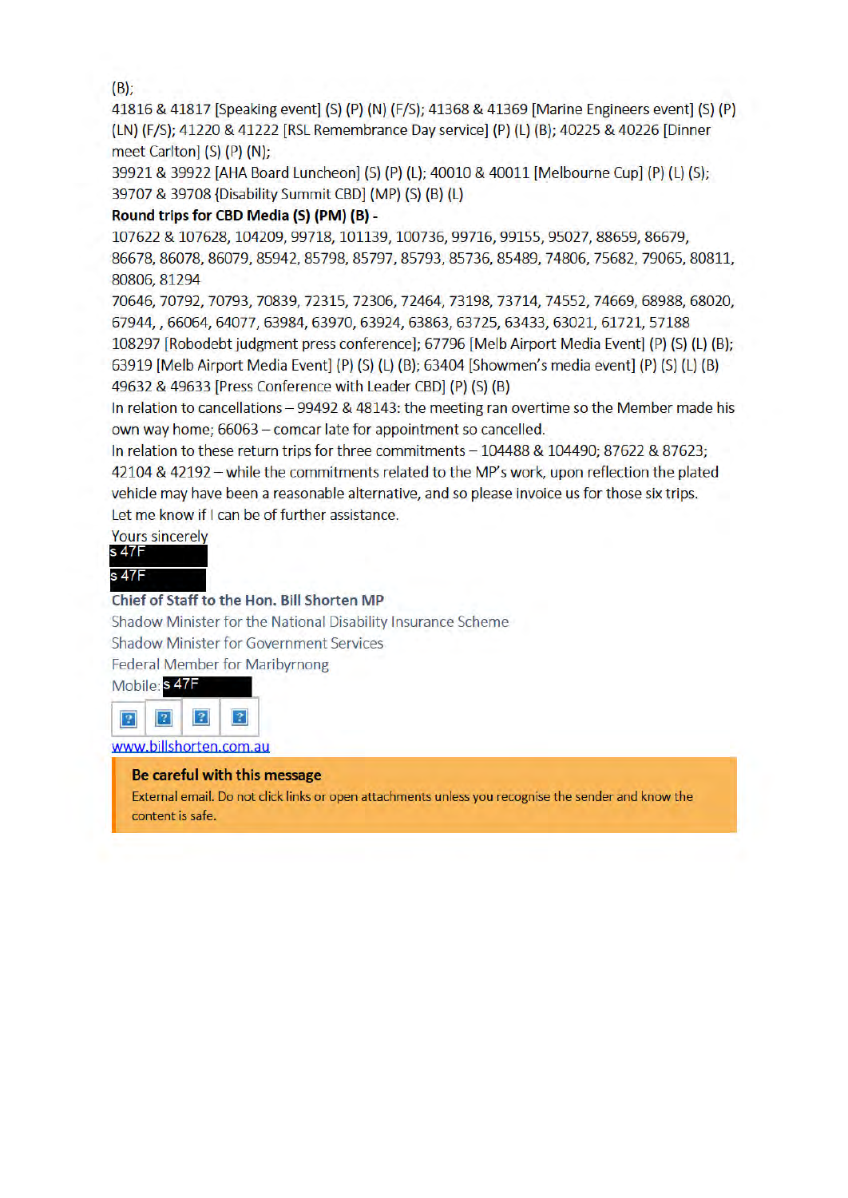(B);
41816 & 41817 [Speaking event] (S) (P) (N) (F/S); 41368 & 41369 [Marine Engineers event] (S) (P) (LN) (F/S); 41220 & 41222 [RSL Remembrance Day service] (P) (L) (B); 40225 & 40226 [Dinner meet Carlton] (S) (P) (N);
39921 & 39922 [AHA Board Luncheon] (S) (P) (L); 40010 & 40011 [Melbourne Cup] (P) (L) (S); 39707 & 39708 {Disability Summit CBD] (MP) (S) (B) (L)

**Round trips for CBD Media (S) (PM) (B) -**

107622 & 107628, 104209, 99718, 101139, 100736, 99716, 99155, 95027, 88659, 86679, 86678, 86078, 86079, 85942, 85798, 85797, 85793, 85736, 85489, 74806, 75682, 79065, 80811, 80806, 81294
70646, 70792, 70793, 70839, 72315, 72306, 72464, 73198, 73714, 74552, 74669, 68988, 68020, 67944, , 66064, 64077, 63984, 63970, 63924, 63863, 63725, 63433, 63021, 61721, 57188
108297 [Robodebt judgment press conference]; 67796 [Melb Airport Media Event] (P) (S) (L) (B); 63919 [Melb Airport Media Event] (P) (S) (L) (B); 63404 [Showmen's media event] (P) (S) (L) (B)
49632 & 49633 [Press Conference with Leader CBD] (P) (S) (B)

In relation to cancellations – 99492 & 48143: the meeting ran overtime so the Member made his own way home; 66063 – comcar late for appointment so cancelled.

In relation to these return trips for three commitments – 104488 & 104490; 87622 & 87623; 42104 & 42192 – while the commitments related to the MP's work, upon reflection the plated vehicle may have been a reasonable alternative, and so please invoice us for those six trips.

Let me know if I can be of further assistance.

Yours sincerely

s 47F

s 47F

**Chief of Staff to the Hon. Bill Shorten MP**
Shadow Minister for the National Disability Insurance Scheme
Shadow Minister for Government Services
Federal Member for Maribyrnong
Mobile: s 47F

www.billshorten.com.au

**Be careful with this message**
External email. Do not click links or open attachments unless you recognise the sender and know the content is safe.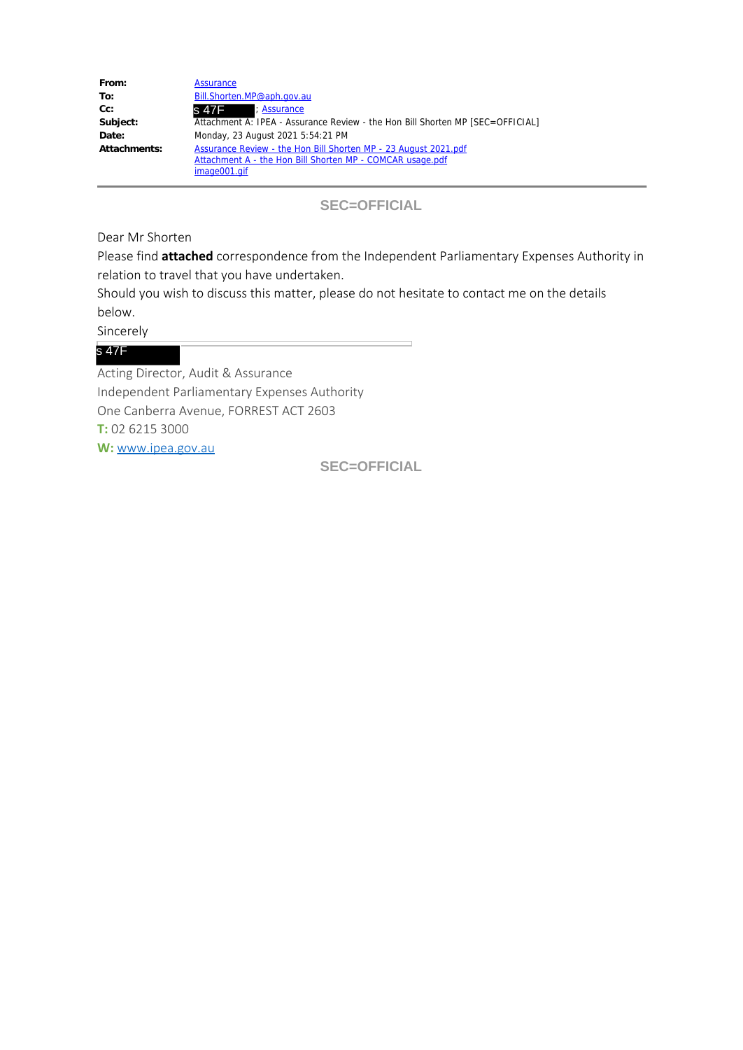| | |
|---|---|
| **From:** | Assurance |
| **To:** | Bill.Shorten.MP@aph.gov.au |
| **Cc:** | s 47F ; Assurance |
| **Subject:** | Attachment A: IPEA - Assurance Review - the Hon Bill Shorten MP [SEC=OFFICIAL] |
| **Date:** | Monday, 23 August 2021 5:54:21 PM |
| **Attachments:** | Assurance Review - the Hon Bill Shorten MP - 23 August 2021.pdf<br>Attachment A - the Hon Bill Shorten MP - COMCAR usage.pdf<br>image001.gif |

SEC=OFFICIAL

Dear Mr Shorten

Please find **attached** correspondence from the Independent Parliamentary Expenses Authority in relation to travel that you have undertaken.

Should you wish to discuss this matter, please do not hesitate to contact me on the details below.

Sincerely

s 47F

Acting Director, Audit & Assurance
Independent Parliamentary Expenses Authority
One Canberra Avenue, FORREST ACT 2603
**T:** 02 6215 3000
**W:** www.ipea.gov.au

SEC=OFFICIAL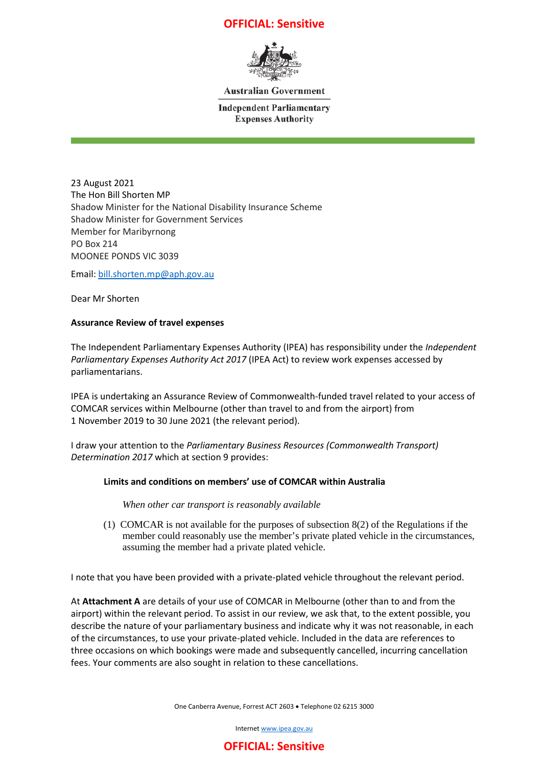**OFFICIAL: Sensitive**

Australian Government

Independent Parliamentary Expenses Authority

23 August 2021
The Hon Bill Shorten MP
Shadow Minister for the National Disability Insurance Scheme
Shadow Minister for Government Services
Member for Maribyrnong
PO Box 214
MOONEE PONDS VIC 3039

Email: bill.shorten.mp@aph.gov.au

Dear Mr Shorten

**Assurance Review of travel expenses**

The Independent Parliamentary Expenses Authority (IPEA) has responsibility under the *Independent Parliamentary Expenses Authority Act 2017* (IPEA Act) to review work expenses accessed by parliamentarians.

IPEA is undertaking an Assurance Review of Commonwealth-funded travel related to your access of COMCAR services within Melbourne (other than travel to and from the airport) from 1 November 2019 to 30 June 2021 (the relevant period).

I draw your attention to the *Parliamentary Business Resources (Commonwealth Transport) Determination 2017* which at section 9 provides:

> **Limits and conditions on members' use of COMCAR within Australia**
>
> *When other car transport is reasonably available*
>
> (1) COMCAR is not available for the purposes of subsection 8(2) of the Regulations if the member could reasonably use the member's private plated vehicle in the circumstances, assuming the member had a private plated vehicle.

I note that you have been provided with a private-plated vehicle throughout the relevant period.

At **Attachment A** are details of your use of COMCAR in Melbourne (other than to and from the airport) within the relevant period. To assist in our review, we ask that, to the extent possible, you describe the nature of your parliamentary business and indicate why it was not reasonable, in each of the circumstances, to use your private-plated vehicle. Included in the data are references to three occasions on which bookings were made and subsequently cancelled, incurring cancellation fees. Your comments are also sought in relation to these cancellations.

One Canberra Avenue, Forrest ACT 2603 • Telephone 02 6215 3000

Internet www.ipea.gov.au

**OFFICIAL: Sensitive**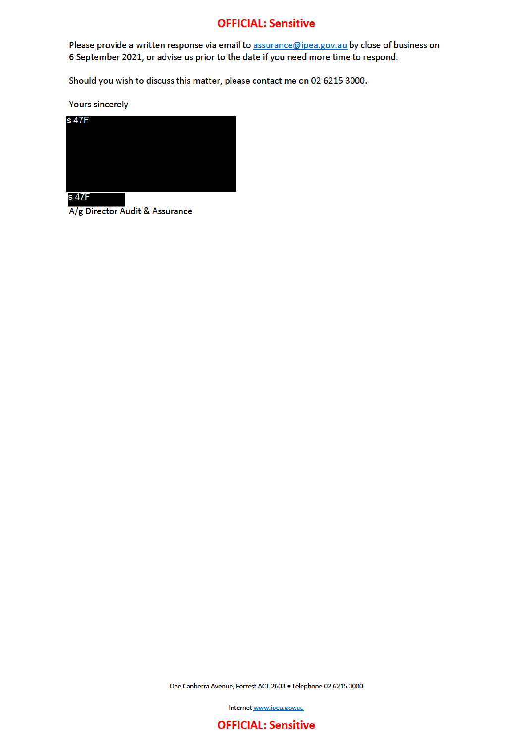**OFFICIAL: Sensitive**

Please provide a written response via email to assurance@ipea.gov.au by close of business on 6 September 2021, or advise us prior to the date if you need more time to respond.

Should you wish to discuss this matter, please contact me on 02 6215 3000.

Yours sincerely

s 47F

s 47F

A/g Director Audit & Assurance

One Canberra Avenue, Forrest ACT 2603 • Telephone 02 6215 3000

Internet www.ipea.gov.au

**OFFICIAL: Sensitive**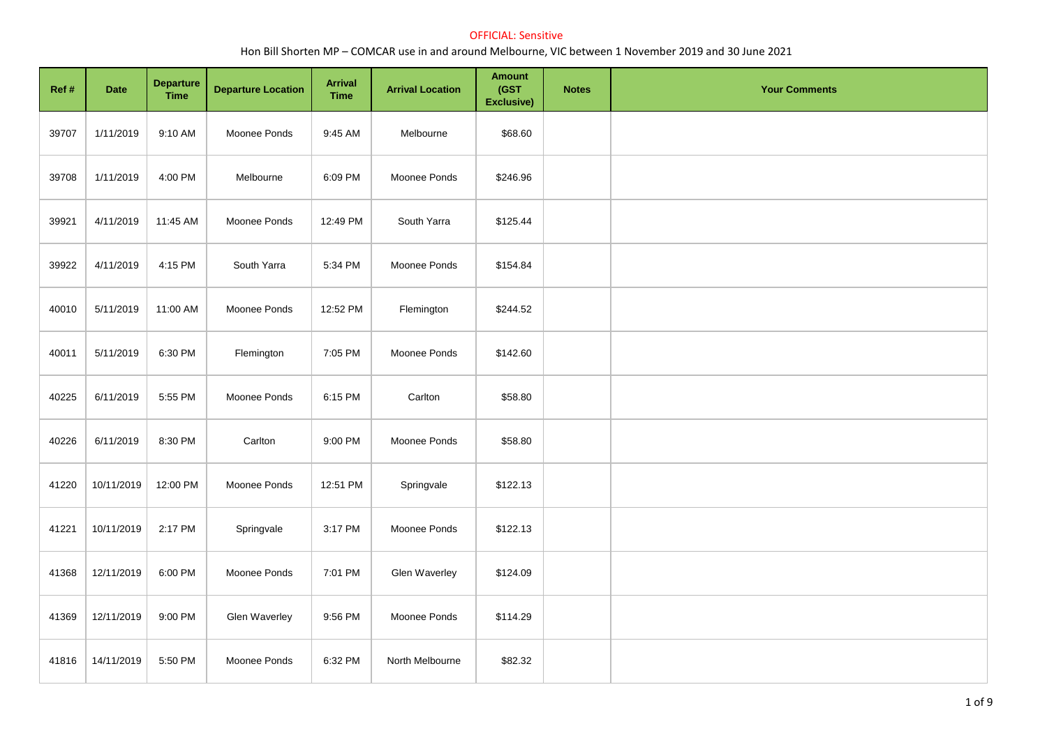OFFICIAL: Sensitive

Hon Bill Shorten MP – COMCAR use in and around Melbourne, VIC between 1 November 2019 and 30 June 2021

| Ref # | Date | Departure Time | Departure Location | Arrival Time | Arrival Location | Amount (GST Exclusive) | Notes | Your Comments |
|---|---|---|---|---|---|---|---|---|
| 39707 | 1/11/2019 | 9:10 AM | Moonee Ponds | 9:45 AM | Melbourne | $68.60 | | |
| 39708 | 1/11/2019 | 4:00 PM | Melbourne | 6:09 PM | Moonee Ponds | $246.96 | | |
| 39921 | 4/11/2019 | 11:45 AM | Moonee Ponds | 12:49 PM | South Yarra | $125.44 | | |
| 39922 | 4/11/2019 | 4:15 PM | South Yarra | 5:34 PM | Moonee Ponds | $154.84 | | |
| 40010 | 5/11/2019 | 11:00 AM | Moonee Ponds | 12:52 PM | Flemington | $244.52 | | |
| 40011 | 5/11/2019 | 6:30 PM | Flemington | 7:05 PM | Moonee Ponds | $142.60 | | |
| 40225 | 6/11/2019 | 5:55 PM | Moonee Ponds | 6:15 PM | Carlton | $58.80 | | |
| 40226 | 6/11/2019 | 8:30 PM | Carlton | 9:00 PM | Moonee Ponds | $58.80 | | |
| 41220 | 10/11/2019 | 12:00 PM | Moonee Ponds | 12:51 PM | Springvale | $122.13 | | |
| 41221 | 10/11/2019 | 2:17 PM | Springvale | 3:17 PM | Moonee Ponds | $122.13 | | |
| 41368 | 12/11/2019 | 6:00 PM | Moonee Ponds | 7:01 PM | Glen Waverley | $124.09 | | |
| 41369 | 12/11/2019 | 9:00 PM | Glen Waverley | 9:56 PM | Moonee Ponds | $114.29 | | |
| 41816 | 14/11/2019 | 5:50 PM | Moonee Ponds | 6:32 PM | North Melbourne | $82.32 | | |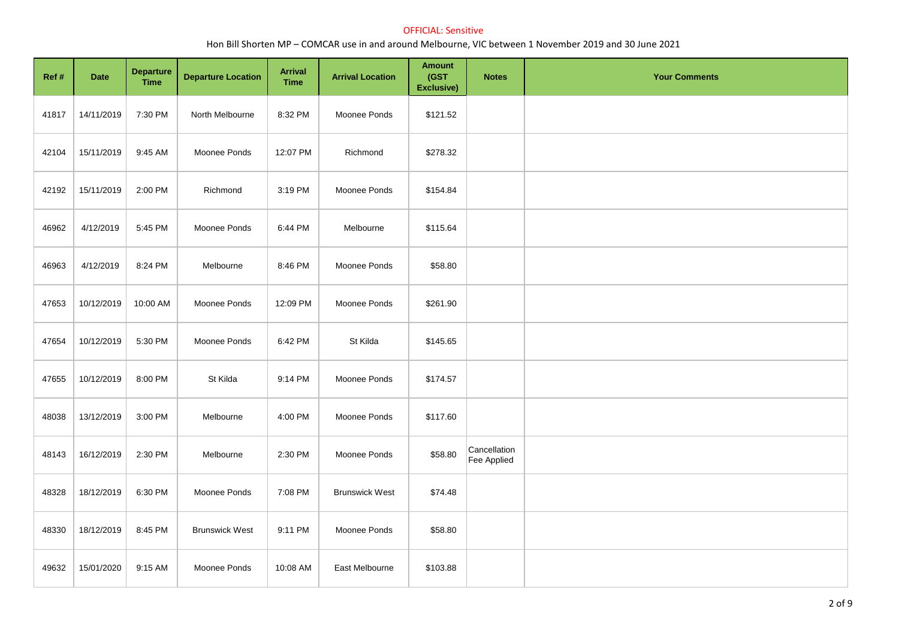OFFICIAL: Sensitive

Hon Bill Shorten MP – COMCAR use in and around Melbourne, VIC between 1 November 2019 and 30 June 2021

| Ref # | Date | Departure Time | Departure Location | Arrival Time | Arrival Location | Amount (GST Exclusive) | Notes | Your Comments |
|---|---|---|---|---|---|---|---|---|
| 41817 | 14/11/2019 | 7:30 PM | North Melbourne | 8:32 PM | Moonee Ponds | $121.52 | | |
| 42104 | 15/11/2019 | 9:45 AM | Moonee Ponds | 12:07 PM | Richmond | $278.32 | | |
| 42192 | 15/11/2019 | 2:00 PM | Richmond | 3:19 PM | Moonee Ponds | $154.84 | | |
| 46962 | 4/12/2019 | 5:45 PM | Moonee Ponds | 6:44 PM | Melbourne | $115.64 | | |
| 46963 | 4/12/2019 | 8:24 PM | Melbourne | 8:46 PM | Moonee Ponds | $58.80 | | |
| 47653 | 10/12/2019 | 10:00 AM | Moonee Ponds | 12:09 PM | Moonee Ponds | $261.90 | | |
| 47654 | 10/12/2019 | 5:30 PM | Moonee Ponds | 6:42 PM | St Kilda | $145.65 | | |
| 47655 | 10/12/2019 | 8:00 PM | St Kilda | 9:14 PM | Moonee Ponds | $174.57 | | |
| 48038 | 13/12/2019 | 3:00 PM | Melbourne | 4:00 PM | Moonee Ponds | $117.60 | | |
| 48143 | 16/12/2019 | 2:30 PM | Melbourne | 2:30 PM | Moonee Ponds | $58.80 | Cancellation Fee Applied | |
| 48328 | 18/12/2019 | 6:30 PM | Moonee Ponds | 7:08 PM | Brunswick West | $74.48 | | |
| 48330 | 18/12/2019 | 8:45 PM | Brunswick West | 9:11 PM | Moonee Ponds | $58.80 | | |
| 49632 | 15/01/2020 | 9:15 AM | Moonee Ponds | 10:08 AM | East Melbourne | $103.88 | | |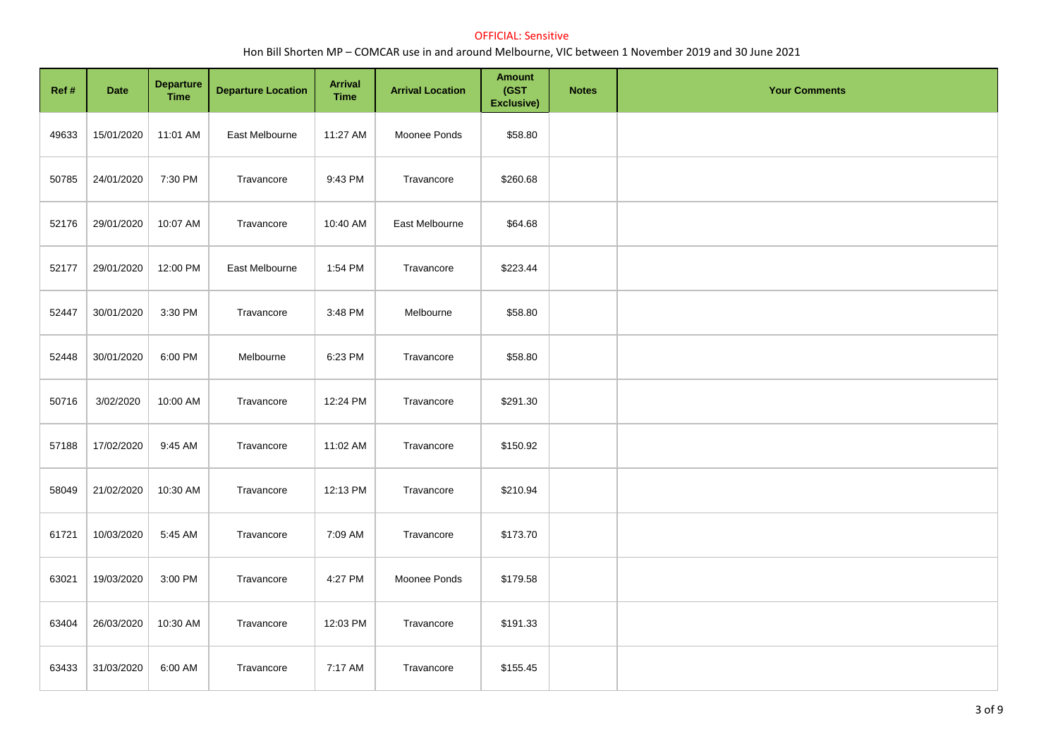OFFICIAL: Sensitive

Hon Bill Shorten MP – COMCAR use in and around Melbourne, VIC between 1 November 2019 and 30 June 2021

| Ref # | Date | Departure Time | Departure Location | Arrival Time | Arrival Location | Amount (GST Exclusive) | Notes | Your Comments |
|---|---|---|---|---|---|---|---|---|
| 49633 | 15/01/2020 | 11:01 AM | East Melbourne | 11:27 AM | Moonee Ponds | $58.80 | | |
| 50785 | 24/01/2020 | 7:30 PM | Travancore | 9:43 PM | Travancore | $260.68 | | |
| 52176 | 29/01/2020 | 10:07 AM | Travancore | 10:40 AM | East Melbourne | $64.68 | | |
| 52177 | 29/01/2020 | 12:00 PM | East Melbourne | 1:54 PM | Travancore | $223.44 | | |
| 52447 | 30/01/2020 | 3:30 PM | Travancore | 3:48 PM | Melbourne | $58.80 | | |
| 52448 | 30/01/2020 | 6:00 PM | Melbourne | 6:23 PM | Travancore | $58.80 | | |
| 50716 | 3/02/2020 | 10:00 AM | Travancore | 12:24 PM | Travancore | $291.30 | | |
| 57188 | 17/02/2020 | 9:45 AM | Travancore | 11:02 AM | Travancore | $150.92 | | |
| 58049 | 21/02/2020 | 10:30 AM | Travancore | 12:13 PM | Travancore | $210.94 | | |
| 61721 | 10/03/2020 | 5:45 AM | Travancore | 7:09 AM | Travancore | $173.70 | | |
| 63021 | 19/03/2020 | 3:00 PM | Travancore | 4:27 PM | Moonee Ponds | $179.58 | | |
| 63404 | 26/03/2020 | 10:30 AM | Travancore | 12:03 PM | Travancore | $191.33 | | |
| 63433 | 31/03/2020 | 6:00 AM | Travancore | 7:17 AM | Travancore | $155.45 | | |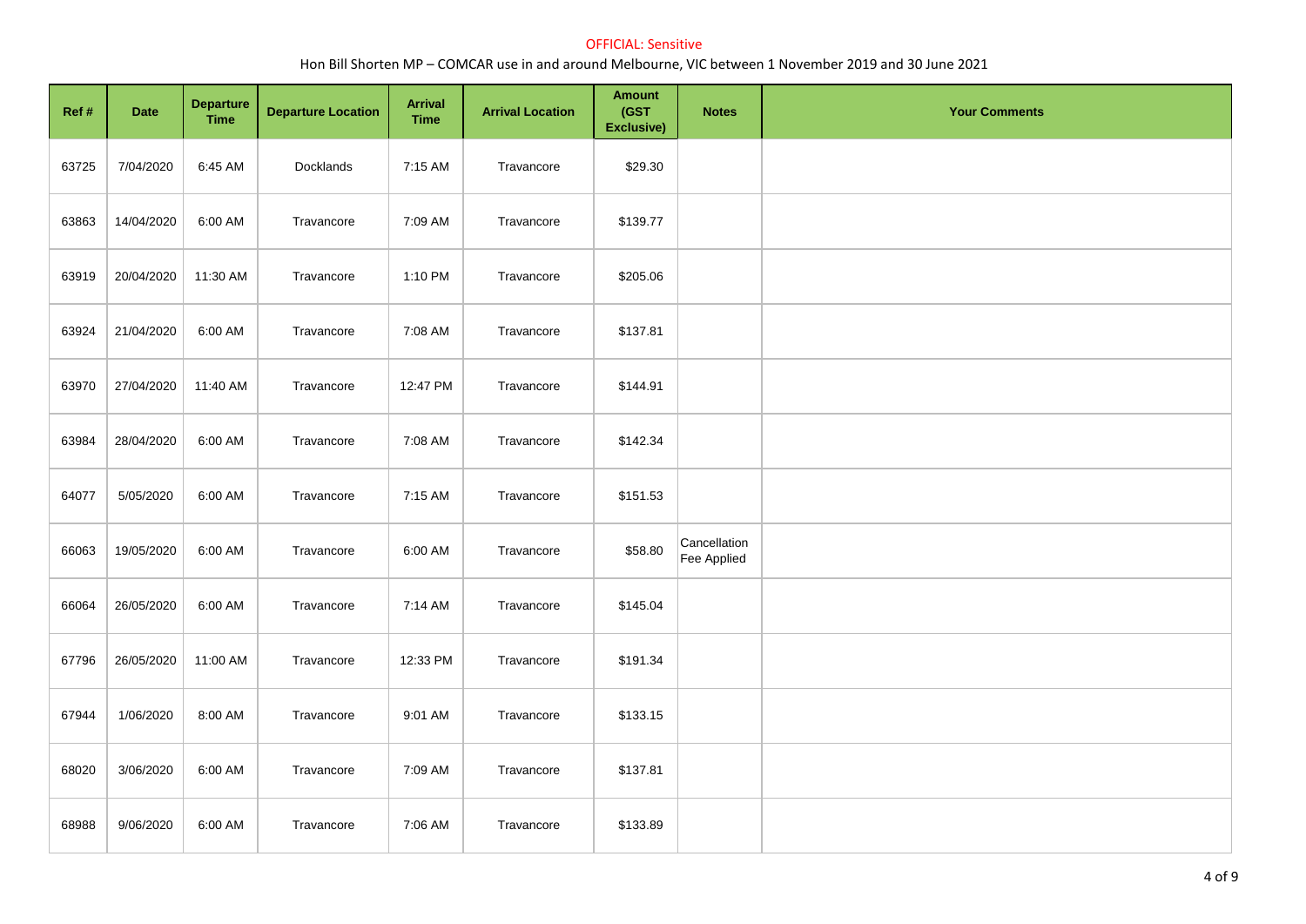OFFICIAL: Sensitive

Hon Bill Shorten MP – COMCAR use in and around Melbourne, VIC between 1 November 2019 and 30 June 2021

| Ref # | Date | Departure Time | Departure Location | Arrival Time | Arrival Location | Amount (GST Exclusive) | Notes | Your Comments |
|---|---|---|---|---|---|---|---|---|
| 63725 | 7/04/2020 | 6:45 AM | Docklands | 7:15 AM | Travancore | $29.30 | | |
| 63863 | 14/04/2020 | 6:00 AM | Travancore | 7:09 AM | Travancore | $139.77 | | |
| 63919 | 20/04/2020 | 11:30 AM | Travancore | 1:10 PM | Travancore | $205.06 | | |
| 63924 | 21/04/2020 | 6:00 AM | Travancore | 7:08 AM | Travancore | $137.81 | | |
| 63970 | 27/04/2020 | 11:40 AM | Travancore | 12:47 PM | Travancore | $144.91 | | |
| 63984 | 28/04/2020 | 6:00 AM | Travancore | 7:08 AM | Travancore | $142.34 | | |
| 64077 | 5/05/2020 | 6:00 AM | Travancore | 7:15 AM | Travancore | $151.53 | | |
| 66063 | 19/05/2020 | 6:00 AM | Travancore | 6:00 AM | Travancore | $58.80 | Cancellation Fee Applied | |
| 66064 | 26/05/2020 | 6:00 AM | Travancore | 7:14 AM | Travancore | $145.04 | | |
| 67796 | 26/05/2020 | 11:00 AM | Travancore | 12:33 PM | Travancore | $191.34 | | |
| 67944 | 1/06/2020 | 8:00 AM | Travancore | 9:01 AM | Travancore | $133.15 | | |
| 68020 | 3/06/2020 | 6:00 AM | Travancore | 7:09 AM | Travancore | $137.81 | | |
| 68988 | 9/06/2020 | 6:00 AM | Travancore | 7:06 AM | Travancore | $133.89 | | |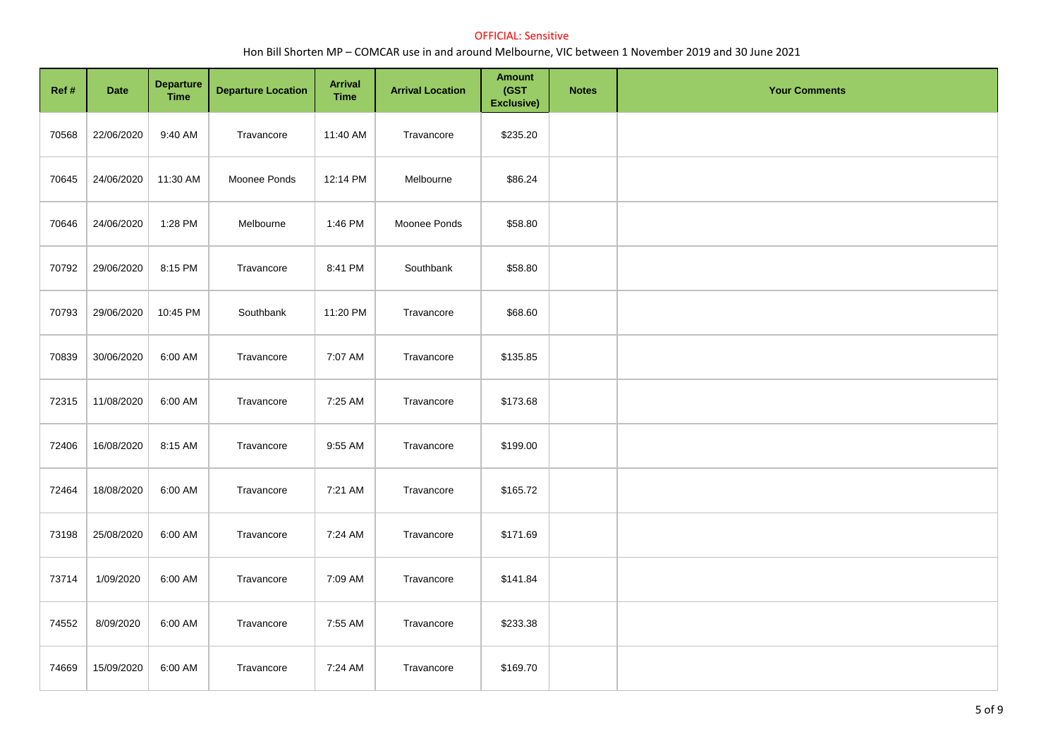OFFICIAL: Sensitive

Hon Bill Shorten MP – COMCAR use in and around Melbourne, VIC between 1 November 2019 and 30 June 2021

| Ref # | Date | Departure Time | Departure Location | Arrival Time | Arrival Location | Amount (GST Exclusive) | Notes | Your Comments |
|---|---|---|---|---|---|---|---|---|
| 70568 | 22/06/2020 | 9:40 AM | Travancore | 11:40 AM | Travancore | $235.20 | | |
| 70645 | 24/06/2020 | 11:30 AM | Moonee Ponds | 12:14 PM | Melbourne | $86.24 | | |
| 70646 | 24/06/2020 | 1:28 PM | Melbourne | 1:46 PM | Moonee Ponds | $58.80 | | |
| 70792 | 29/06/2020 | 8:15 PM | Travancore | 8:41 PM | Southbank | $58.80 | | |
| 70793 | 29/06/2020 | 10:45 PM | Southbank | 11:20 PM | Travancore | $68.60 | | |
| 70839 | 30/06/2020 | 6:00 AM | Travancore | 7:07 AM | Travancore | $135.85 | | |
| 72315 | 11/08/2020 | 6:00 AM | Travancore | 7:25 AM | Travancore | $173.68 | | |
| 72406 | 16/08/2020 | 8:15 AM | Travancore | 9:55 AM | Travancore | $199.00 | | |
| 72464 | 18/08/2020 | 6:00 AM | Travancore | 7:21 AM | Travancore | $165.72 | | |
| 73198 | 25/08/2020 | 6:00 AM | Travancore | 7:24 AM | Travancore | $171.69 | | |
| 73714 | 1/09/2020 | 6:00 AM | Travancore | 7:09 AM | Travancore | $141.84 | | |
| 74552 | 8/09/2020 | 6:00 AM | Travancore | 7:55 AM | Travancore | $233.38 | | |
| 74669 | 15/09/2020 | 6:00 AM | Travancore | 7:24 AM | Travancore | $169.70 | | |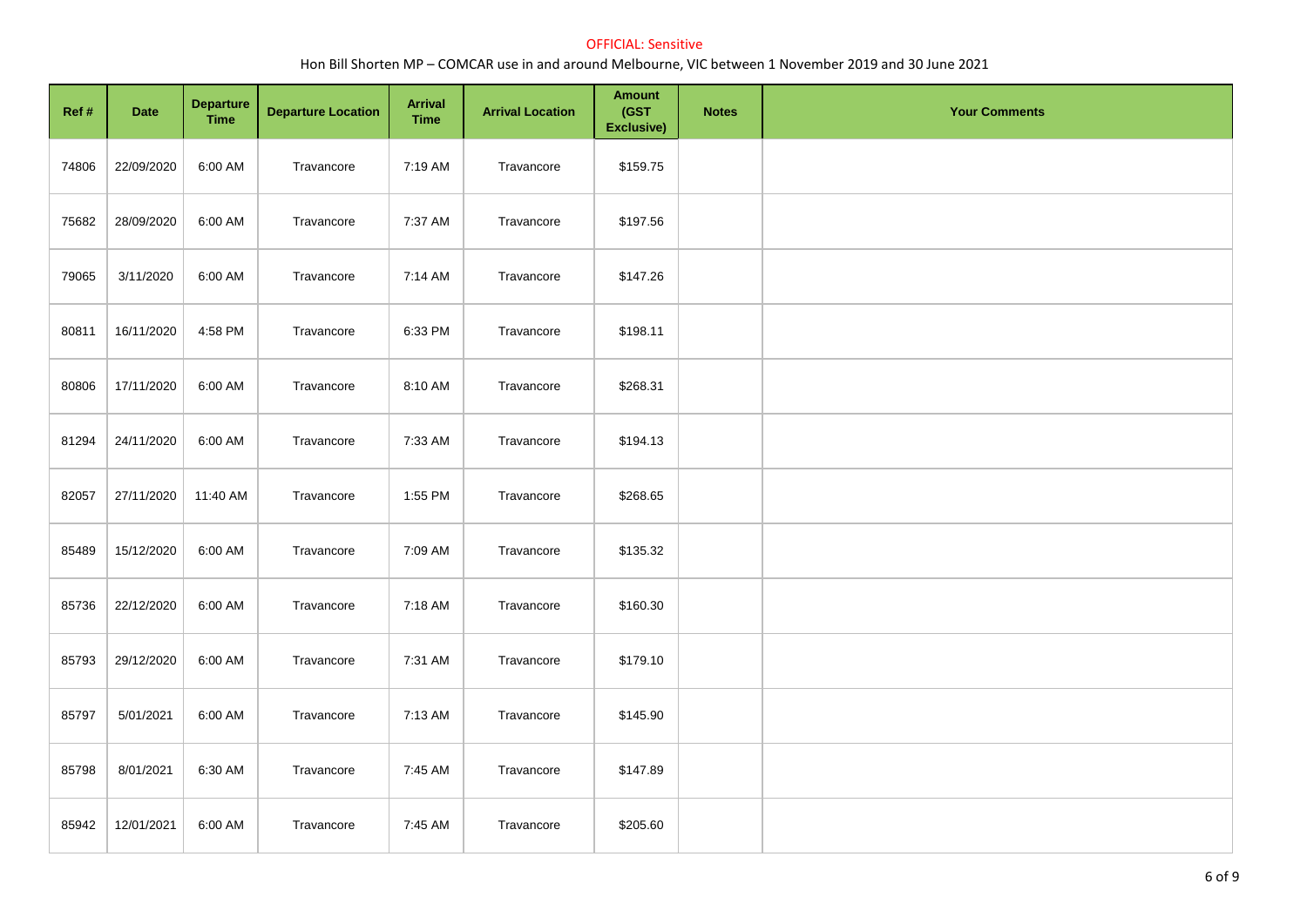OFFICIAL: Sensitive

Hon Bill Shorten MP – COMCAR use in and around Melbourne, VIC between 1 November 2019 and 30 June 2021

| Ref # | Date | Departure Time | Departure Location | Arrival Time | Arrival Location | Amount (GST Exclusive) | Notes | Your Comments |
|---|---|---|---|---|---|---|---|---|
| 74806 | 22/09/2020 | 6:00 AM | Travancore | 7:19 AM | Travancore | $159.75 | | |
| 75682 | 28/09/2020 | 6:00 AM | Travancore | 7:37 AM | Travancore | $197.56 | | |
| 79065 | 3/11/2020 | 6:00 AM | Travancore | 7:14 AM | Travancore | $147.26 | | |
| 80811 | 16/11/2020 | 4:58 PM | Travancore | 6:33 PM | Travancore | $198.11 | | |
| 80806 | 17/11/2020 | 6:00 AM | Travancore | 8:10 AM | Travancore | $268.31 | | |
| 81294 | 24/11/2020 | 6:00 AM | Travancore | 7:33 AM | Travancore | $194.13 | | |
| 82057 | 27/11/2020 | 11:40 AM | Travancore | 1:55 PM | Travancore | $268.65 | | |
| 85489 | 15/12/2020 | 6:00 AM | Travancore | 7:09 AM | Travancore | $135.32 | | |
| 85736 | 22/12/2020 | 6:00 AM | Travancore | 7:18 AM | Travancore | $160.30 | | |
| 85793 | 29/12/2020 | 6:00 AM | Travancore | 7:31 AM | Travancore | $179.10 | | |
| 85797 | 5/01/2021 | 6:00 AM | Travancore | 7:13 AM | Travancore | $145.90 | | |
| 85798 | 8/01/2021 | 6:30 AM | Travancore | 7:45 AM | Travancore | $147.89 | | |
| 85942 | 12/01/2021 | 6:00 AM | Travancore | 7:45 AM | Travancore | $205.60 | | |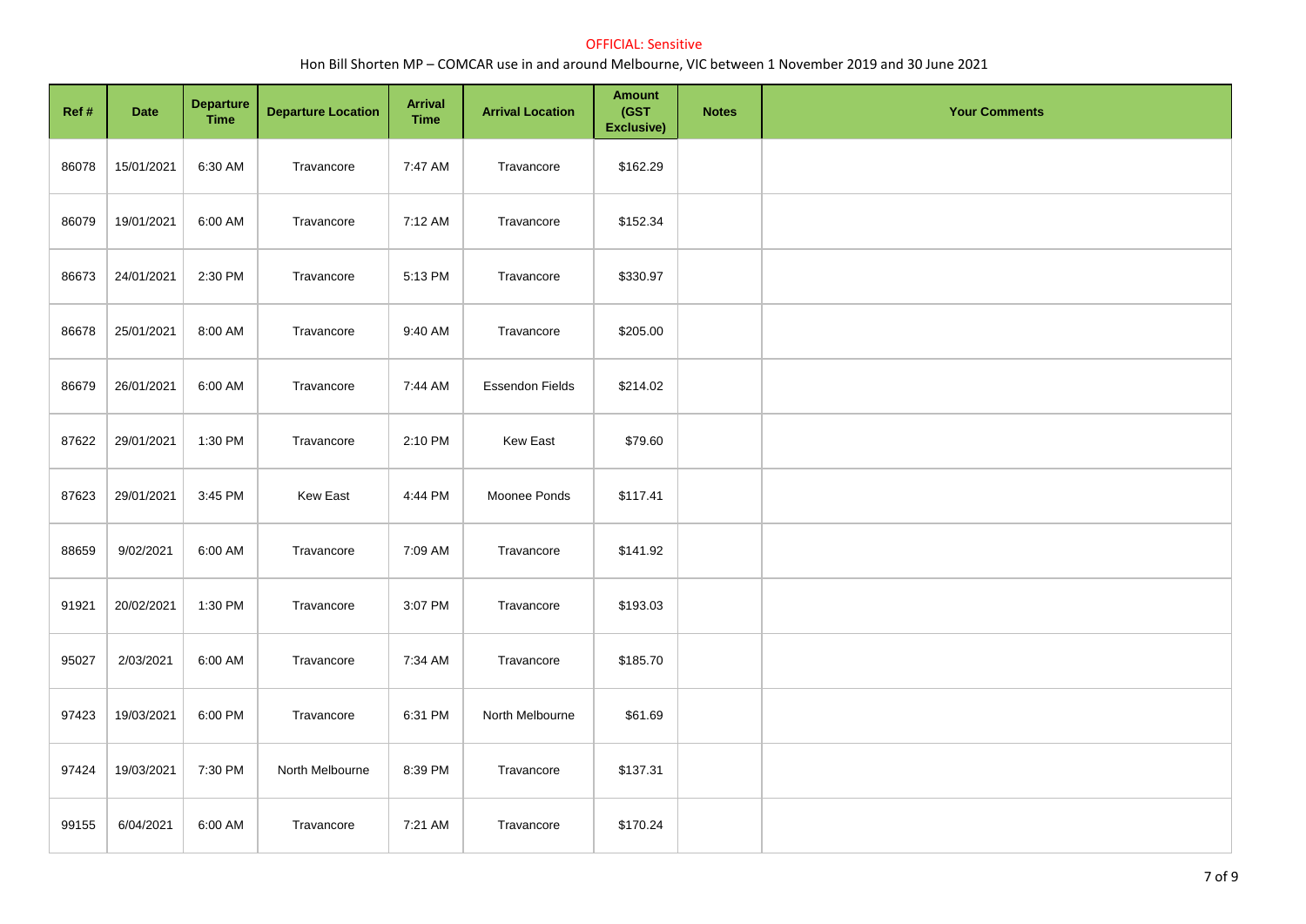OFFICIAL: Sensitive

Hon Bill Shorten MP – COMCAR use in and around Melbourne, VIC between 1 November 2019 and 30 June 2021

| Ref # | Date | Departure Time | Departure Location | Arrival Time | Arrival Location | Amount (GST Exclusive) | Notes | Your Comments |
|---|---|---|---|---|---|---|---|---|
| 86078 | 15/01/2021 | 6:30 AM | Travancore | 7:47 AM | Travancore | $162.29 | | |
| 86079 | 19/01/2021 | 6:00 AM | Travancore | 7:12 AM | Travancore | $152.34 | | |
| 86673 | 24/01/2021 | 2:30 PM | Travancore | 5:13 PM | Travancore | $330.97 | | |
| 86678 | 25/01/2021 | 8:00 AM | Travancore | 9:40 AM | Travancore | $205.00 | | |
| 86679 | 26/01/2021 | 6:00 AM | Travancore | 7:44 AM | Essendon Fields | $214.02 | | |
| 87622 | 29/01/2021 | 1:30 PM | Travancore | 2:10 PM | Kew East | $79.60 | | |
| 87623 | 29/01/2021 | 3:45 PM | Kew East | 4:44 PM | Moonee Ponds | $117.41 | | |
| 88659 | 9/02/2021 | 6:00 AM | Travancore | 7:09 AM | Travancore | $141.92 | | |
| 91921 | 20/02/2021 | 1:30 PM | Travancore | 3:07 PM | Travancore | $193.03 | | |
| 95027 | 2/03/2021 | 6:00 AM | Travancore | 7:34 AM | Travancore | $185.70 | | |
| 97423 | 19/03/2021 | 6:00 PM | Travancore | 6:31 PM | North Melbourne | $61.69 | | |
| 97424 | 19/03/2021 | 7:30 PM | North Melbourne | 8:39 PM | Travancore | $137.31 | | |
| 99155 | 6/04/2021 | 6:00 AM | Travancore | 7:21 AM | Travancore | $170.24 | | |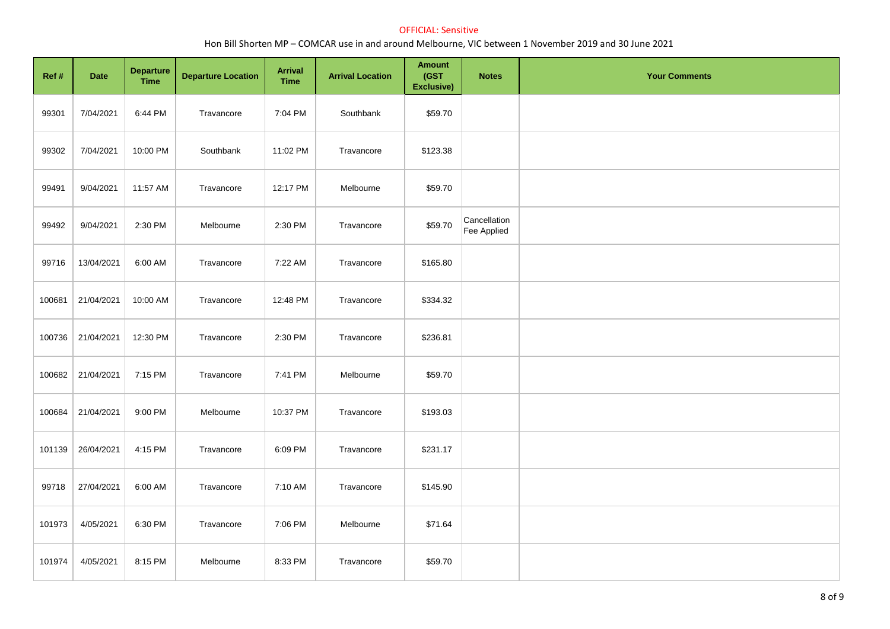OFFICIAL: Sensitive

Hon Bill Shorten MP – COMCAR use in and around Melbourne, VIC between 1 November 2019 and 30 June 2021

| Ref # | Date | Departure Time | Departure Location | Arrival Time | Arrival Location | Amount (GST Exclusive) | Notes | Your Comments |
|---|---|---|---|---|---|---|---|---|
| 99301 | 7/04/2021 | 6:44 PM | Travancore | 7:04 PM | Southbank | $59.70 | | |
| 99302 | 7/04/2021 | 10:00 PM | Southbank | 11:02 PM | Travancore | $123.38 | | |
| 99491 | 9/04/2021 | 11:57 AM | Travancore | 12:17 PM | Melbourne | $59.70 | | |
| 99492 | 9/04/2021 | 2:30 PM | Melbourne | 2:30 PM | Travancore | $59.70 | Cancellation Fee Applied | |
| 99716 | 13/04/2021 | 6:00 AM | Travancore | 7:22 AM | Travancore | $165.80 | | |
| 100681 | 21/04/2021 | 10:00 AM | Travancore | 12:48 PM | Travancore | $334.32 | | |
| 100736 | 21/04/2021 | 12:30 PM | Travancore | 2:30 PM | Travancore | $236.81 | | |
| 100682 | 21/04/2021 | 7:15 PM | Travancore | 7:41 PM | Melbourne | $59.70 | | |
| 100684 | 21/04/2021 | 9:00 PM | Melbourne | 10:37 PM | Travancore | $193.03 | | |
| 101139 | 26/04/2021 | 4:15 PM | Travancore | 6:09 PM | Travancore | $231.17 | | |
| 99718 | 27/04/2021 | 6:00 AM | Travancore | 7:10 AM | Travancore | $145.90 | | |
| 101973 | 4/05/2021 | 6:30 PM | Travancore | 7:06 PM | Melbourne | $71.64 | | |
| 101974 | 4/05/2021 | 8:15 PM | Melbourne | 8:33 PM | Travancore | $59.70 | | |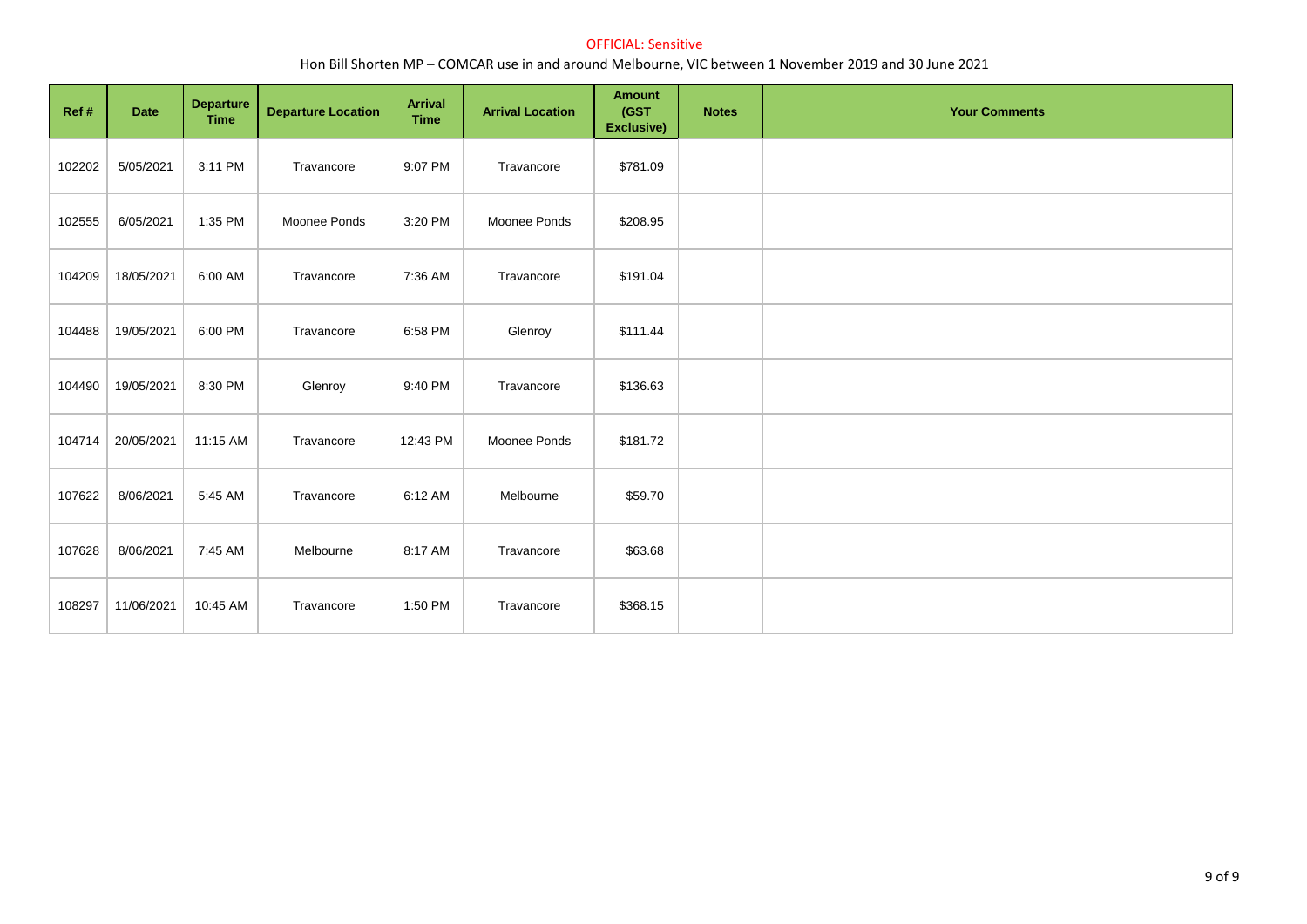OFFICIAL: Sensitive

Hon Bill Shorten MP – COMCAR use in and around Melbourne, VIC between 1 November 2019 and 30 June 2021

| Ref # | Date | Departure Time | Departure Location | Arrival Time | Arrival Location | Amount (GST Exclusive) | Notes | Your Comments |
|---|---|---|---|---|---|---|---|---|
| 102202 | 5/05/2021 | 3:11 PM | Travancore | 9:07 PM | Travancore | $781.09 | | |
| 102555 | 6/05/2021 | 1:35 PM | Moonee Ponds | 3:20 PM | Moonee Ponds | $208.95 | | |
| 104209 | 18/05/2021 | 6:00 AM | Travancore | 7:36 AM | Travancore | $191.04 | | |
| 104488 | 19/05/2021 | 6:00 PM | Travancore | 6:58 PM | Glenroy | $111.44 | | |
| 104490 | 19/05/2021 | 8:30 PM | Glenroy | 9:40 PM | Travancore | $136.63 | | |
| 104714 | 20/05/2021 | 11:15 AM | Travancore | 12:43 PM | Moonee Ponds | $181.72 | | |
| 107622 | 8/06/2021 | 5:45 AM | Travancore | 6:12 AM | Melbourne | $59.70 | | |
| 107628 | 8/06/2021 | 7:45 AM | Melbourne | 8:17 AM | Travancore | $63.68 | | |
| 108297 | 11/06/2021 | 10:45 AM | Travancore | 1:50 PM | Travancore | $368.15 | | |